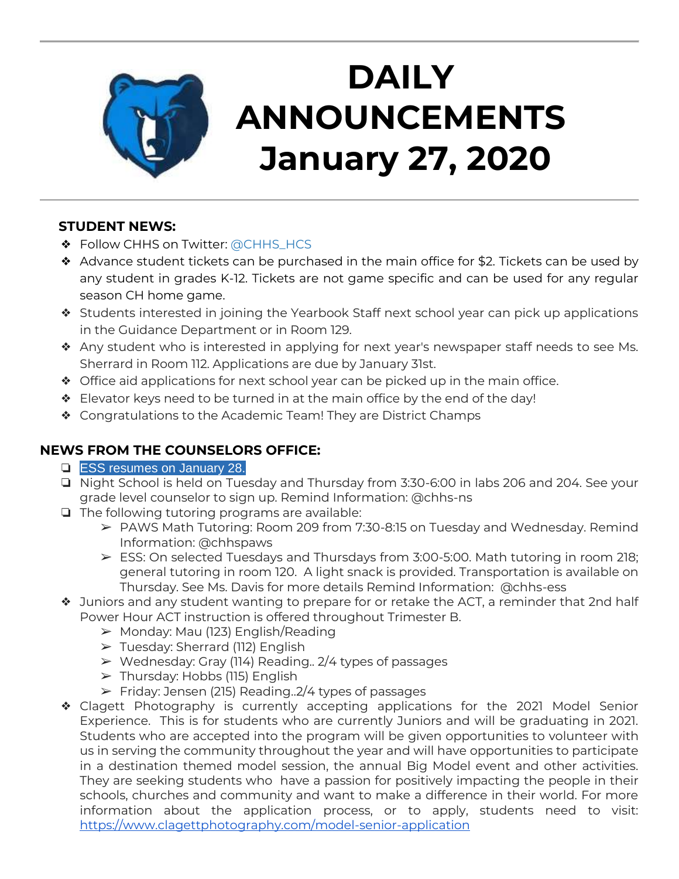# DAILY ANNOUNCEMENTS January 27, 2020

**STUDENT NEWS:**

- Follow CHHS on Twitter: @CHHS_HCS
- Advance student tickets can be purchased in the main office for $2. Tickets can be used by any student in grades K-12. Tickets are not game specific and can be used for any regular season CH home game.
- Students interested in joining the Yearbook Staff next school year can pick up applications in the Guidance Department or in Room 129.
- Any student who is interested in applying for next year's newspaper staff needs to see Ms. Sherrard in Room 112. Applications are due by January 31st.
- Office aid applications for next school year can be picked up in the main office.
- Elevator keys need to be turned in at the main office by the end of the day!
- Congratulations to the Academic Team! They are District Champs

**NEWS FROM THE COUNSELORS OFFICE:**

- ESS resumes on January 28.
- Night School is held on Tuesday and Thursday from 3:30-6:00 in labs 206 and 204. See your grade level counselor to sign up. Remind Information: @chhs-ns
- The following tutoring programs are available:
  - PAWS Math Tutoring: Room 209 from 7:30-8:15 on Tuesday and Wednesday. Remind Information: @chhspaws
  - ESS: On selected Tuesdays and Thursdays from 3:00-5:00. Math tutoring in room 218; general tutoring in room 120. A light snack is provided. Transportation is available on Thursday. See Ms. Davis for more details Remind Information: @chhs-ess
- Juniors and any student wanting to prepare for or retake the ACT, a reminder that 2nd half Power Hour ACT instruction is offered throughout Trimester B.
  - Monday: Mau (123) English/Reading
  - Tuesday: Sherrard (112) English
  - Wednesday: Gray (114) Reading.. 2/4 types of passages
  - Thursday: Hobbs (115) English
  - Friday: Jensen (215) Reading..2/4 types of passages
- Clagett Photography is currently accepting applications for the 2021 Model Senior Experience. This is for students who are currently Juniors and will be graduating in 2021. Students who are accepted into the program will be given opportunities to volunteer with us in serving the community throughout the year and will have opportunities to participate in a destination themed model session, the annual Big Model event and other activities. They are seeking students who have a passion for positively impacting the people in their schools, churches and community and want to make a difference in their world. For more information about the application process, or to apply, students need to visit: https://www.clagettphotography.com/model-senior-application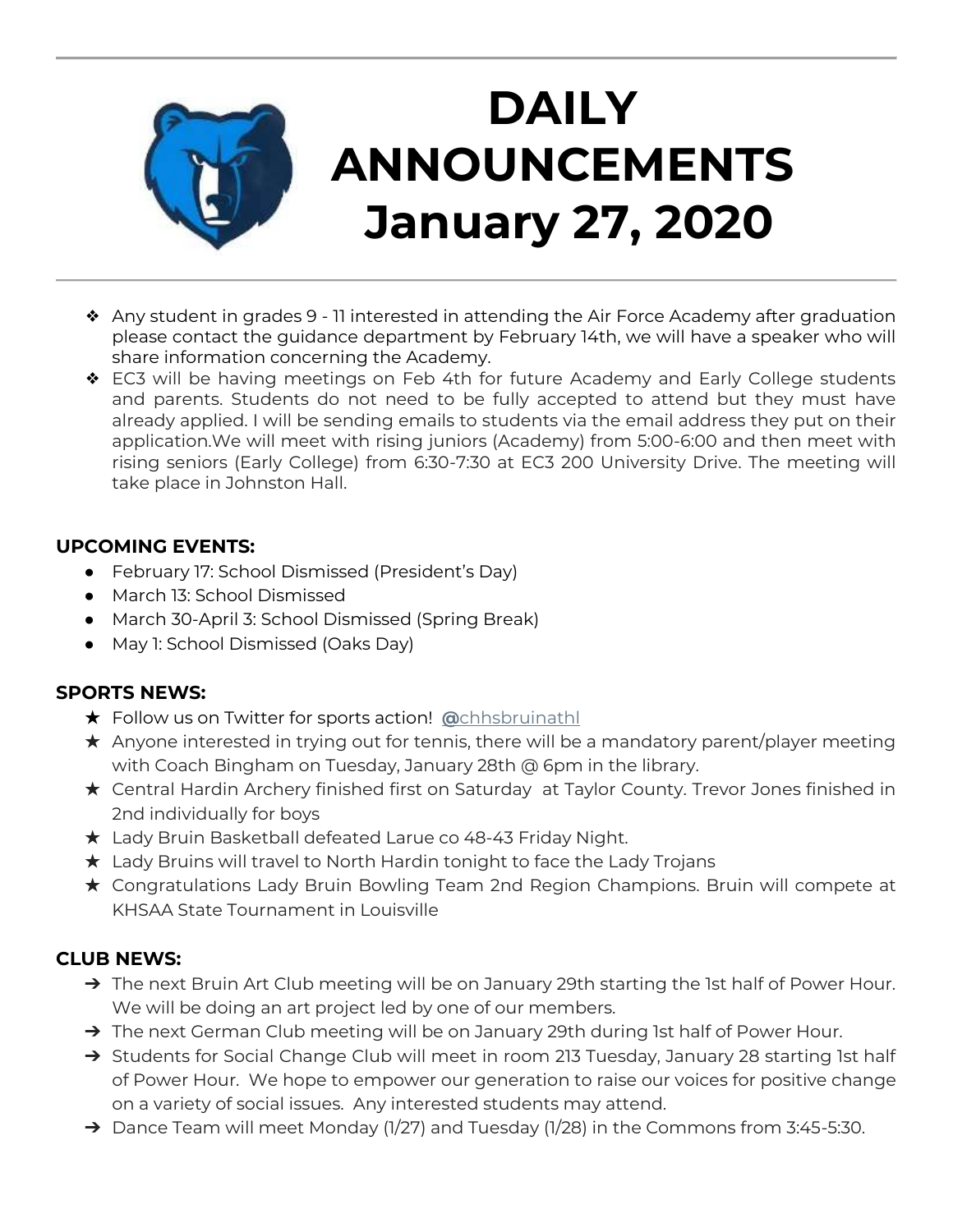# DAILY ANNOUNCEMENTS January 27, 2020

- Any student in grades 9 - 11 interested in attending the Air Force Academy after graduation please contact the guidance department by February 14th, we will have a speaker who will share information concerning the Academy.
- EC3 will be having meetings on Feb 4th for future Academy and Early College students and parents. Students do not need to be fully accepted to attend but they must have already applied. I will be sending emails to students via the email address they put on their application.We will meet with rising juniors (Academy) from 5:00-6:00 and then meet with rising seniors (Early College) from 6:30-7:30 at EC3 200 University Drive. The meeting will take place in Johnston Hall.

**UPCOMING EVENTS:**

- February 17: School Dismissed (President's Day)
- March 13: School Dismissed
- March 30-April 3: School Dismissed (Spring Break)
- May 1: School Dismissed (Oaks Day)

**SPORTS NEWS:**

- Follow us on Twitter for sports action! @chhsbruinathl
- Anyone interested in trying out for tennis, there will be a mandatory parent/player meeting with Coach Bingham on Tuesday, January 28th @ 6pm in the library.
- Central Hardin Archery finished first on Saturday at Taylor County. Trevor Jones finished in 2nd individually for boys
- Lady Bruin Basketball defeated Larue co 48-43 Friday Night.
- Lady Bruins will travel to North Hardin tonight to face the Lady Trojans
- Congratulations Lady Bruin Bowling Team 2nd Region Champions. Bruin will compete at KHSAA State Tournament in Louisville

**CLUB NEWS:**

- The next Bruin Art Club meeting will be on January 29th starting the 1st half of Power Hour. We will be doing an art project led by one of our members.
- The next German Club meeting will be on January 29th during 1st half of Power Hour.
- Students for Social Change Club will meet in room 213 Tuesday, January 28 starting 1st half of Power Hour. We hope to empower our generation to raise our voices for positive change on a variety of social issues. Any interested students may attend.
- Dance Team will meet Monday (1/27) and Tuesday (1/28) in the Commons from 3:45-5:30.